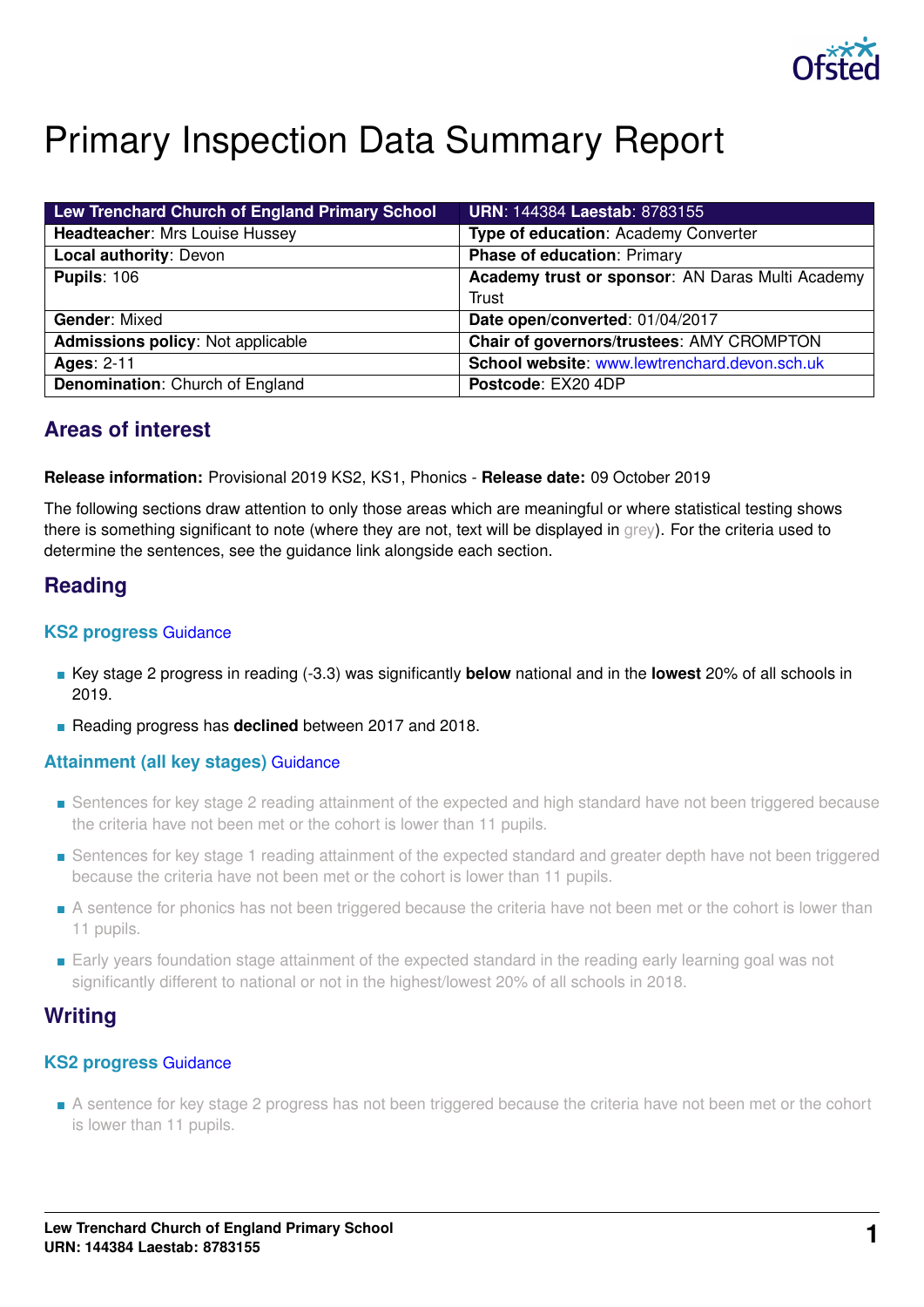# Primary Inspection Data Summary Report

| Lew Trenchard Church of England Primary School | URN: 144384 Laestab: 8783155 |
|---|---|
| **Headteacher**: Mrs Louise Hussey | **Type of education**: Academy Converter |
| **Local authority**: Devon | **Phase of education**: Primary |
| **Pupils**: 106 | **Academy trust or sponsor**: AN Daras Multi Academy Trust |
| **Gender**: Mixed | **Date open/converted**: 01/04/2017 |
| **Admissions policy**: Not applicable | **Chair of governors/trustees**: AMY CROMPTON |
| **Ages**: 2-11 | **School website**: www.lewtrenchard.devon.sch.uk |
| **Denomination**: Church of England | **Postcode**: EX20 4DP |

## Areas of interest

**Release information:** Provisional 2019 KS2, KS1, Phonics - **Release date:** 09 October 2019

The following sections draw attention to only those areas which are meaningful or where statistical testing shows there is something significant to note (where they are not, text will be displayed in grey). For the criteria used to determine the sentences, see the guidance link alongside each section.

## Reading

### KS2 progress Guidance

- Key stage 2 progress in reading (-3.3) was significantly **below** national and in the **lowest** 20% of all schools in 2019.
- Reading progress has **declined** between 2017 and 2018.

### Attainment (all key stages) Guidance

- Sentences for key stage 2 reading attainment of the expected and high standard have not been triggered because the criteria have not been met or the cohort is lower than 11 pupils.
- Sentences for key stage 1 reading attainment of the expected standard and greater depth have not been triggered because the criteria have not been met or the cohort is lower than 11 pupils.
- A sentence for phonics has not been triggered because the criteria have not been met or the cohort is lower than 11 pupils.
- Early years foundation stage attainment of the expected standard in the reading early learning goal was not significantly different to national or not in the highest/lowest 20% of all schools in 2018.

## Writing

### KS2 progress Guidance

- A sentence for key stage 2 progress has not been triggered because the criteria have not been met or the cohort is lower than 11 pupils.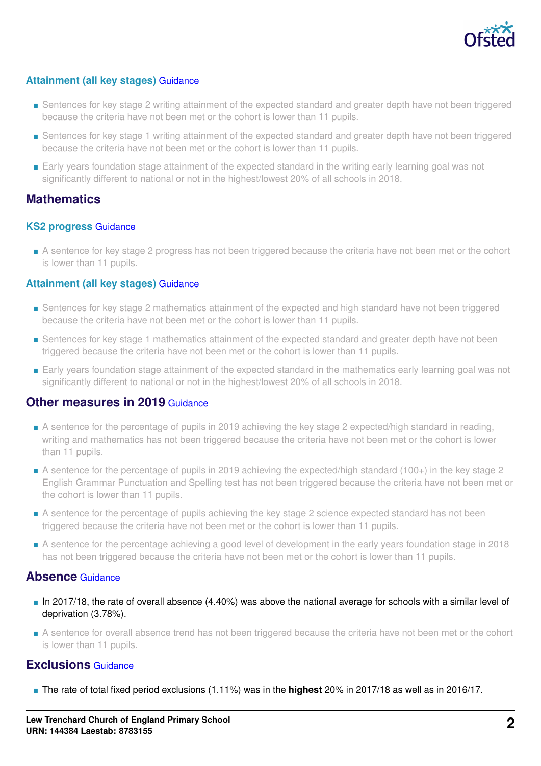### Attainment (all key stages) Guidance

- Sentences for key stage 2 writing attainment of the expected standard and greater depth have not been triggered because the criteria have not been met or the cohort is lower than 11 pupils.
- Sentences for key stage 1 writing attainment of the expected standard and greater depth have not been triggered because the criteria have not been met or the cohort is lower than 11 pupils.
- Early years foundation stage attainment of the expected standard in the writing early learning goal was not significantly different to national or not in the highest/lowest 20% of all schools in 2018.

## Mathematics

### KS2 progress Guidance

- A sentence for key stage 2 progress has not been triggered because the criteria have not been met or the cohort is lower than 11 pupils.

### Attainment (all key stages) Guidance

- Sentences for key stage 2 mathematics attainment of the expected and high standard have not been triggered because the criteria have not been met or the cohort is lower than 11 pupils.
- Sentences for key stage 1 mathematics attainment of the expected standard and greater depth have not been triggered because the criteria have not been met or the cohort is lower than 11 pupils.
- Early years foundation stage attainment of the expected standard in the mathematics early learning goal was not significantly different to national or not in the highest/lowest 20% of all schools in 2018.

## Other measures in 2019 Guidance

- A sentence for the percentage of pupils in 2019 achieving the key stage 2 expected/high standard in reading, writing and mathematics has not been triggered because the criteria have not been met or the cohort is lower than 11 pupils.
- A sentence for the percentage of pupils in 2019 achieving the expected/high standard (100+) in the key stage 2 English Grammar Punctuation and Spelling test has not been triggered because the criteria have not been met or the cohort is lower than 11 pupils.
- A sentence for the percentage of pupils achieving the key stage 2 science expected standard has not been triggered because the criteria have not been met or the cohort is lower than 11 pupils.
- A sentence for the percentage achieving a good level of development in the early years foundation stage in 2018 has not been triggered because the criteria have not been met or the cohort is lower than 11 pupils.

## Absence Guidance

- In 2017/18, the rate of overall absence (4.40%) was above the national average for schools with a similar level of deprivation (3.78%).
- A sentence for overall absence trend has not been triggered because the criteria have not been met or the cohort is lower than 11 pupils.

## Exclusions Guidance

- The rate of total fixed period exclusions (1.11%) was in the **highest** 20% in 2017/18 as well as in 2016/17.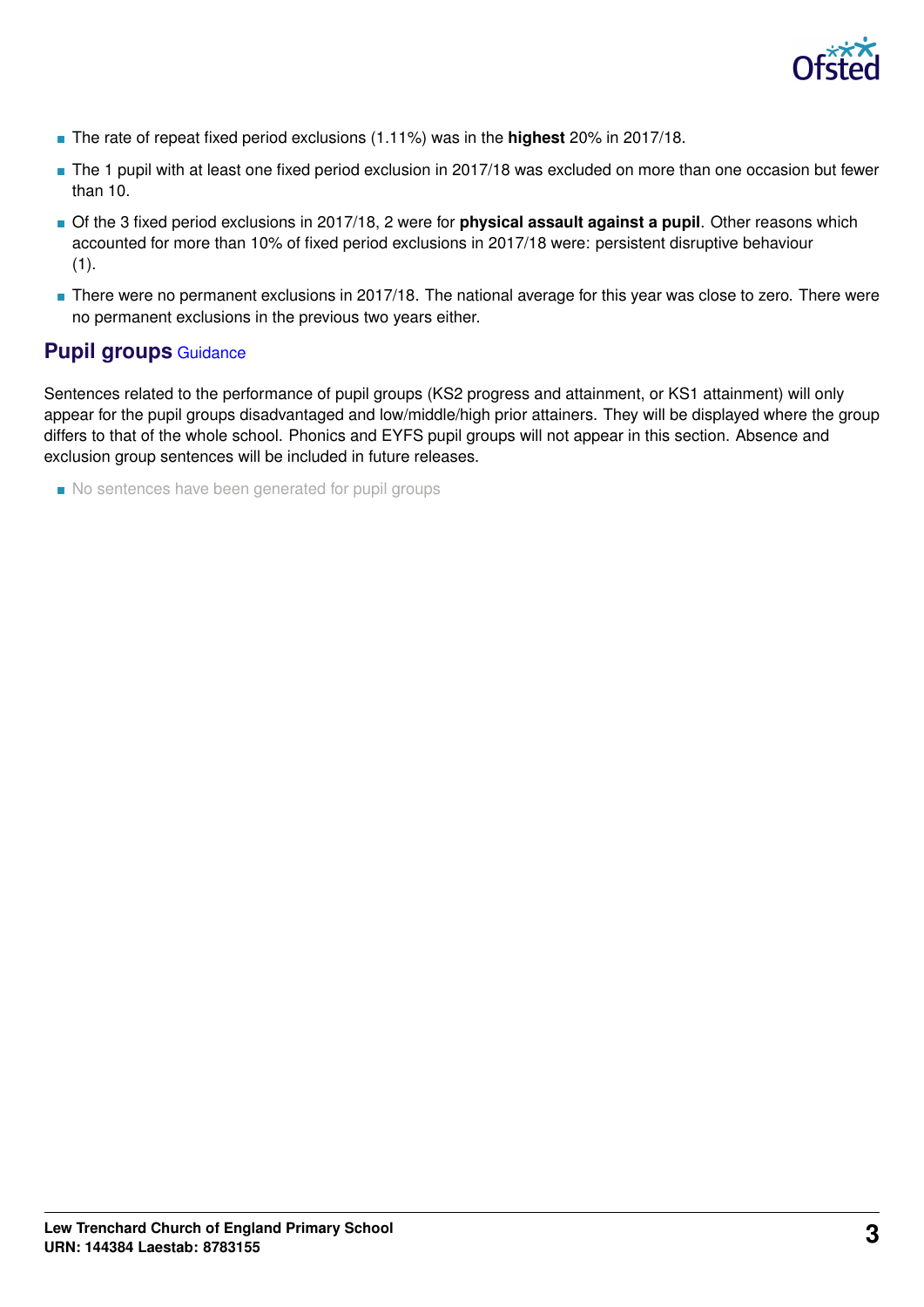- The rate of repeat fixed period exclusions (1.11%) was in the **highest** 20% in 2017/18.
- The 1 pupil with at least one fixed period exclusion in 2017/18 was excluded on more than one occasion but fewer than 10.
- Of the 3 fixed period exclusions in 2017/18, 2 were for **physical assault against a pupil**. Other reasons which accounted for more than 10% of fixed period exclusions in 2017/18 were: persistent disruptive behaviour (1).
- There were no permanent exclusions in 2017/18. The national average for this year was close to zero. There were no permanent exclusions in the previous two years either.

## Pupil groups Guidance

Sentences related to the performance of pupil groups (KS2 progress and attainment, or KS1 attainment) will only appear for the pupil groups disadvantaged and low/middle/high prior attainers. They will be displayed where the group differs to that of the whole school. Phonics and EYFS pupil groups will not appear in this section. Absence and exclusion group sentences will be included in future releases.

- No sentences have been generated for pupil groups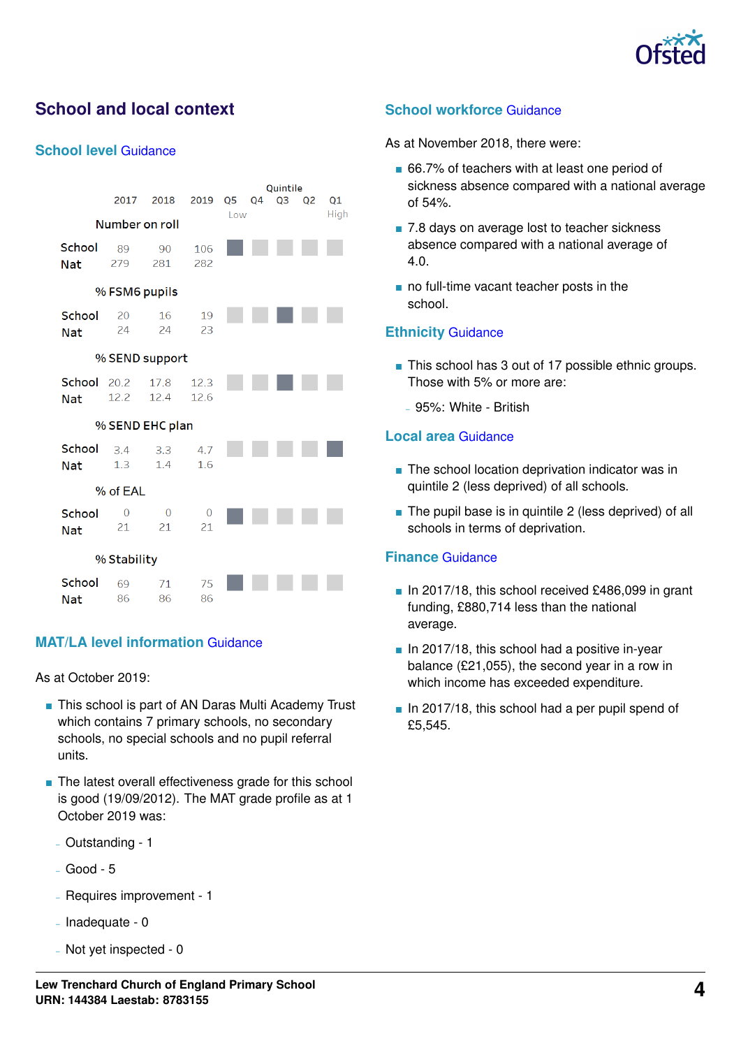## School and local context

### School level Guidance

| | | 2017 | 2018 | 2019 | Q5 Low | Q4 | Q3 | Q2 | Q1 High |
|---|---|---|---|---|---|---|---|---|---|
| **Number on roll** | | | | | | | | | |
| School | | 89 | 90 | 106 | ■ | | | | |
| Nat | | 279 | 281 | 282 | | | | | |
| **% FSM6 pupils** | | | | | | | | | |
| School | | 20 | 16 | 19 | | | ■ | | |
| Nat | | 24 | 24 | 23 | | | | | |
| **% SEND support** | | | | | | | | | |
| School | | 20.2 | 17.8 | 12.3 | | | ■ | | |
| Nat | | 12.2 | 12.4 | 12.6 | | | | | |
| **% SEND EHC plan** | | | | | | | | | |
| School | | 3.4 | 3.3 | 4.7 | | | | | ■ |
| Nat | | 1.3 | 1.4 | 1.6 | | | | | |
| **% of EAL** | | | | | | | | | |
| School | | 0 | 0 | 0 | ■ | | | | |
| Nat | | 21 | 21 | 21 | | | | | |
| **% Stability** | | | | | | | | | |
| School | | 69 | 71 | 75 | ■ | | | | |
| Nat | | 86 | 86 | 86 | | | | | |

### MAT/LA level information Guidance

As at October 2019:

- This school is part of AN Daras Multi Academy Trust which contains 7 primary schools, no secondary schools, no special schools and no pupil referral units.
- The latest overall effectiveness grade for this school is good (19/09/2012). The MAT grade profile as at 1 October 2019 was:
  - Outstanding - 1
  - Good - 5
  - Requires improvement - 1
  - Inadequate - 0
  - Not yet inspected - 0

### School workforce Guidance

As at November 2018, there were:

- 66.7% of teachers with at least one period of sickness absence compared with a national average of 54%.
- 7.8 days on average lost to teacher sickness absence compared with a national average of 4.0.
- no full-time vacant teacher posts in the school.

### Ethnicity Guidance

- This school has 3 out of 17 possible ethnic groups. Those with 5% or more are:
  - 95%: White - British

### Local area Guidance

- The school location deprivation indicator was in quintile 2 (less deprived) of all schools.
- The pupil base is in quintile 2 (less deprived) of all schools in terms of deprivation.

### Finance Guidance

- In 2017/18, this school received £486,099 in grant funding, £880,714 less than the national average.
- In 2017/18, this school had a positive in-year balance (£21,055), the second year in a row in which income has exceeded expenditure.
- In 2017/18, this school had a per pupil spend of £5,545.

**Lew Trenchard Church of England Primary School**
**URN: 144384 Laestab: 8783155**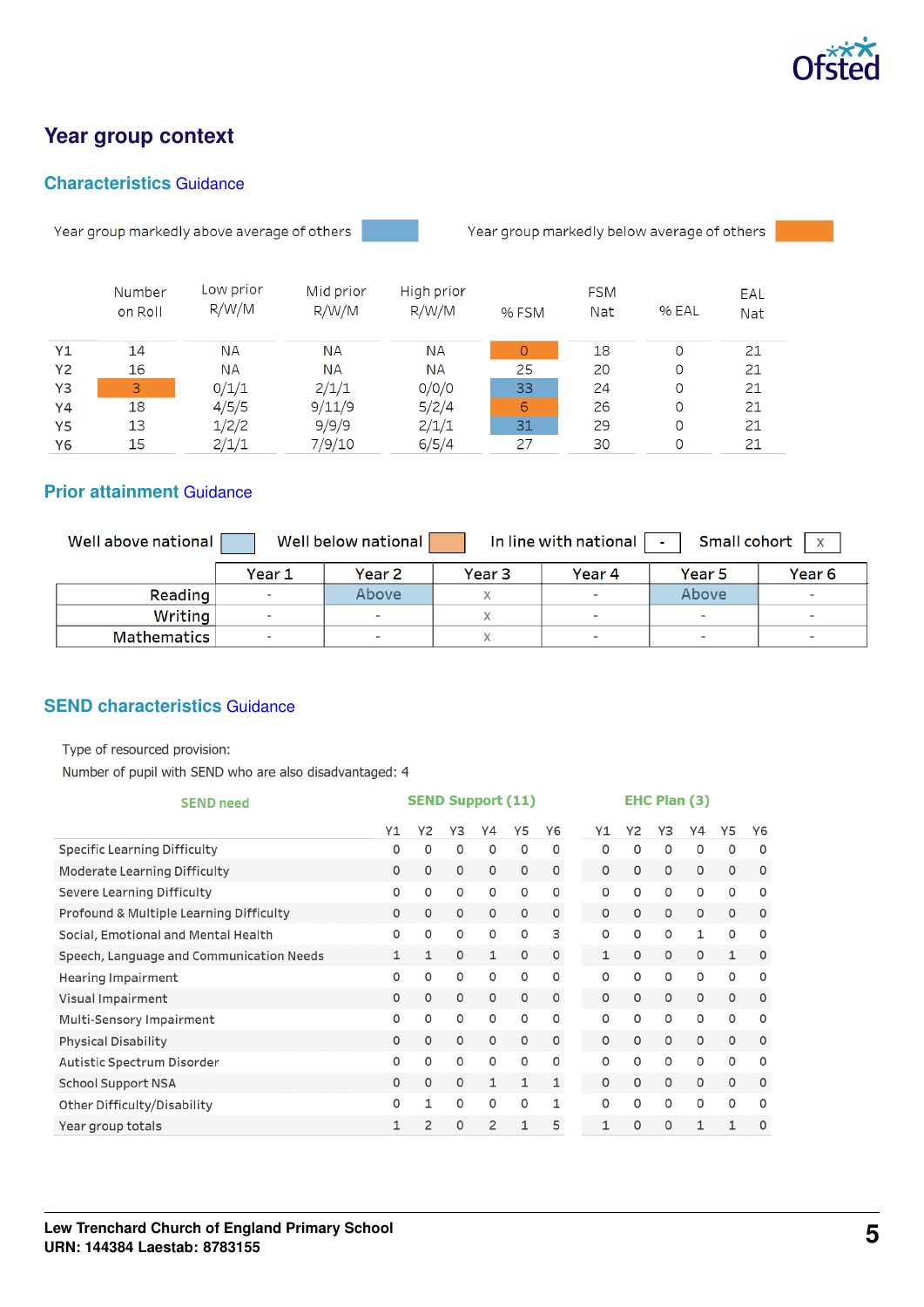# Year group context

## Characteristics Guidance

Year group markedly above average of others | Year group markedly below average of others

| | Number on Roll | Low prior R/W/M | Mid prior R/W/M | High prior R/W/M | % FSM | FSM Nat | % EAL | EAL Nat |
|---|---|---|---|---|---|---|---|---|
| Y1 | 14 | NA | NA | NA | 0 | 18 | 0 | 21 |
| Y2 | 16 | NA | NA | NA | 25 | 20 | 0 | 21 |
| Y3 | 3 | 0/1/1 | 2/1/1 | 0/0/0 | 33 | 24 | 0 | 21 |
| Y4 | 18 | 4/5/5 | 9/11/9 | 5/2/4 | 6 | 26 | 0 | 21 |
| Y5 | 13 | 1/2/2 | 9/9/9 | 2/1/1 | 31 | 29 | 0 | 21 |
| Y6 | 15 | 2/1/1 | 7/9/10 | 6/5/4 | 27 | 30 | 0 | 21 |

## Prior attainment Guidance

Well above national | Well below national | In line with national - | Small cohort x

| | Year 1 | Year 2 | Year 3 | Year 4 | Year 5 | Year 6 |
|---|---|---|---|---|---|---|
| Reading | - | Above | x | - | Above | - |
| Writing | - | - | x | - | - | - |
| Mathematics | - | - | x | - | - | - |

## SEND characteristics Guidance

Type of resourced provision:

Number of pupil with SEND who are also disadvantaged: 4

| SEND need | SEND Support (11) | | | | | | EHC Plan (3) | | | | | |
|---|---|---|---|---|---|---|---|---|---|---|---|---|
| | Y1 | Y2 | Y3 | Y4 | Y5 | Y6 | Y1 | Y2 | Y3 | Y4 | Y5 | Y6 |
| Specific Learning Difficulty | 0 | 0 | 0 | 0 | 0 | 0 | 0 | 0 | 0 | 0 | 0 | 0 |
| Moderate Learning Difficulty | 0 | 0 | 0 | 0 | 0 | 0 | 0 | 0 | 0 | 0 | 0 | 0 |
| Severe Learning Difficulty | 0 | 0 | 0 | 0 | 0 | 0 | 0 | 0 | 0 | 0 | 0 | 0 |
| Profound & Multiple Learning Difficulty | 0 | 0 | 0 | 0 | 0 | 0 | 0 | 0 | 0 | 0 | 0 | 0 |
| Social, Emotional and Mental Health | 0 | 0 | 0 | 0 | 0 | 3 | 0 | 0 | 0 | 1 | 0 | 0 |
| Speech, Language and Communication Needs | 1 | 1 | 0 | 1 | 0 | 0 | 1 | 0 | 0 | 0 | 1 | 0 |
| Hearing Impairment | 0 | 0 | 0 | 0 | 0 | 0 | 0 | 0 | 0 | 0 | 0 | 0 |
| Visual Impairment | 0 | 0 | 0 | 0 | 0 | 0 | 0 | 0 | 0 | 0 | 0 | 0 |
| Multi-Sensory Impairment | 0 | 0 | 0 | 0 | 0 | 0 | 0 | 0 | 0 | 0 | 0 | 0 |
| Physical Disability | 0 | 0 | 0 | 0 | 0 | 0 | 0 | 0 | 0 | 0 | 0 | 0 |
| Autistic Spectrum Disorder | 0 | 0 | 0 | 0 | 0 | 0 | 0 | 0 | 0 | 0 | 0 | 0 |
| School Support NSA | 0 | 0 | 0 | 1 | 1 | 1 | 0 | 0 | 0 | 0 | 0 | 0 |
| Other Difficulty/Disability | 0 | 1 | 0 | 0 | 0 | 1 | 0 | 0 | 0 | 0 | 0 | 0 |
| Year group totals | 1 | 2 | 0 | 2 | 1 | 5 | 1 | 0 | 0 | 1 | 1 | 0 |

**Lew Trenchard Church of England Primary School**
**URN: 144384 Laestab: 8783155**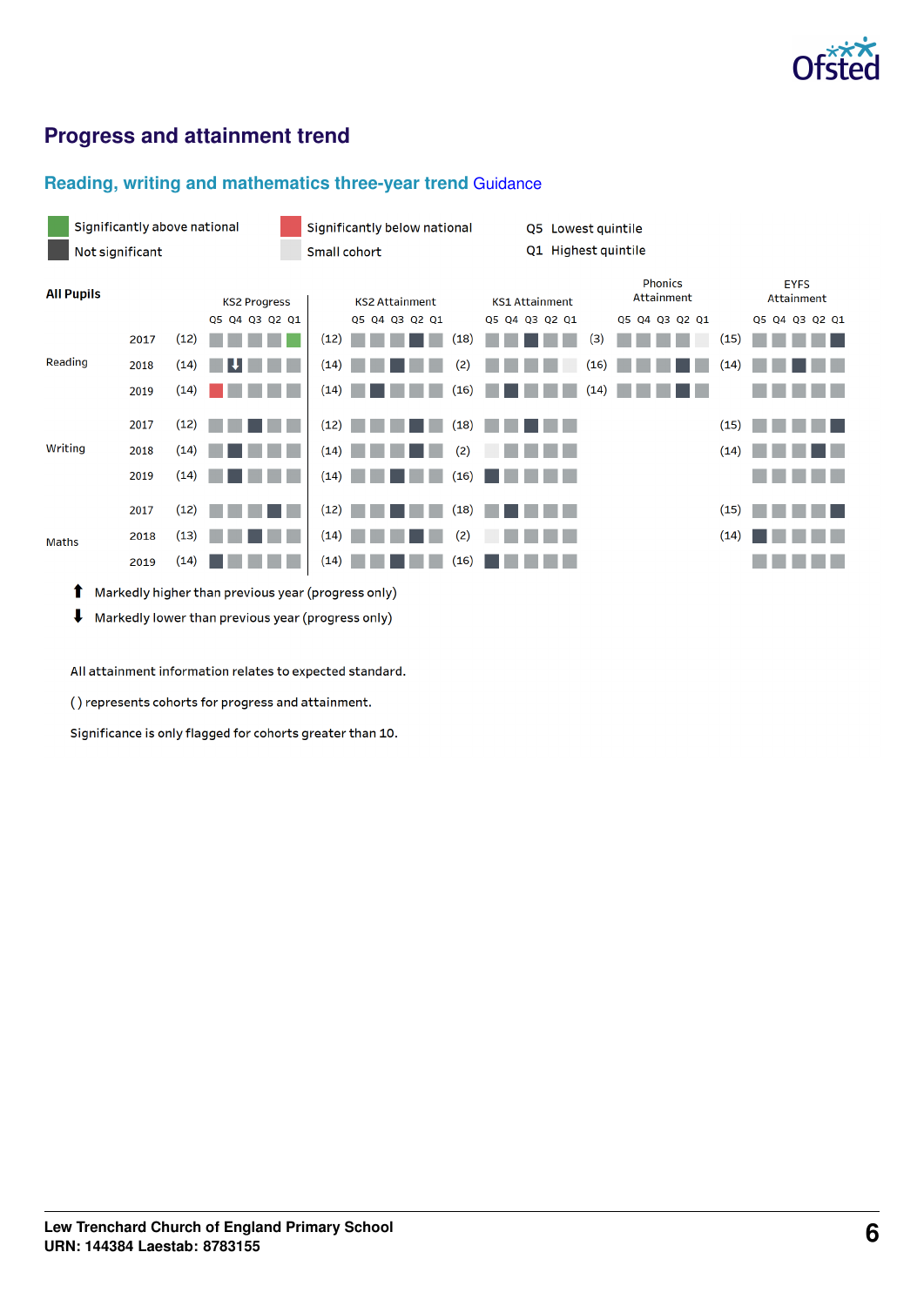## Progress and attainment trend

### Reading, writing and mathematics three-year trend Guidance

Significantly above national
Not significant
Significantly below national
Small cohort
Q5 Lowest quintile
Q1 Highest quintile

**All Pupils**

KS2 Progress
Q5 Q4 Q3 Q2 Q1

KS2 Attainment
Q5 Q4 Q3 Q2 Q1

KS1 Attainment
Q5 Q4 Q3 Q2 Q1

Phonics Attainment
Q5 Q4 Q3 Q2 Q1

EYFS Attainment
Q5 Q4 Q3 Q2 Q1

Reading
2017 (12) (12) (18) (3) (15)
2018 (14) (14) (2) (16) (14)
2019 (14) (14) (16) (14)

Writing
2017 (12) (12) (18) (15)
2018 (14) (14) (2) (14)
2019 (14) (14) (16)

Maths
2017 (12) (12) (18) (15)
2018 (13) (14) (2) (14)
2019 (14) (14) (16)

⬆ Markedly higher than previous year (progress only)

⬇ Markedly lower than previous year (progress only)

All attainment information relates to expected standard.

( ) represents cohorts for progress and attainment.

Significance is only flagged for cohorts greater than 10.

**Lew Trenchard Church of England Primary School**
**URN: 144384 Laestab: 8783155**